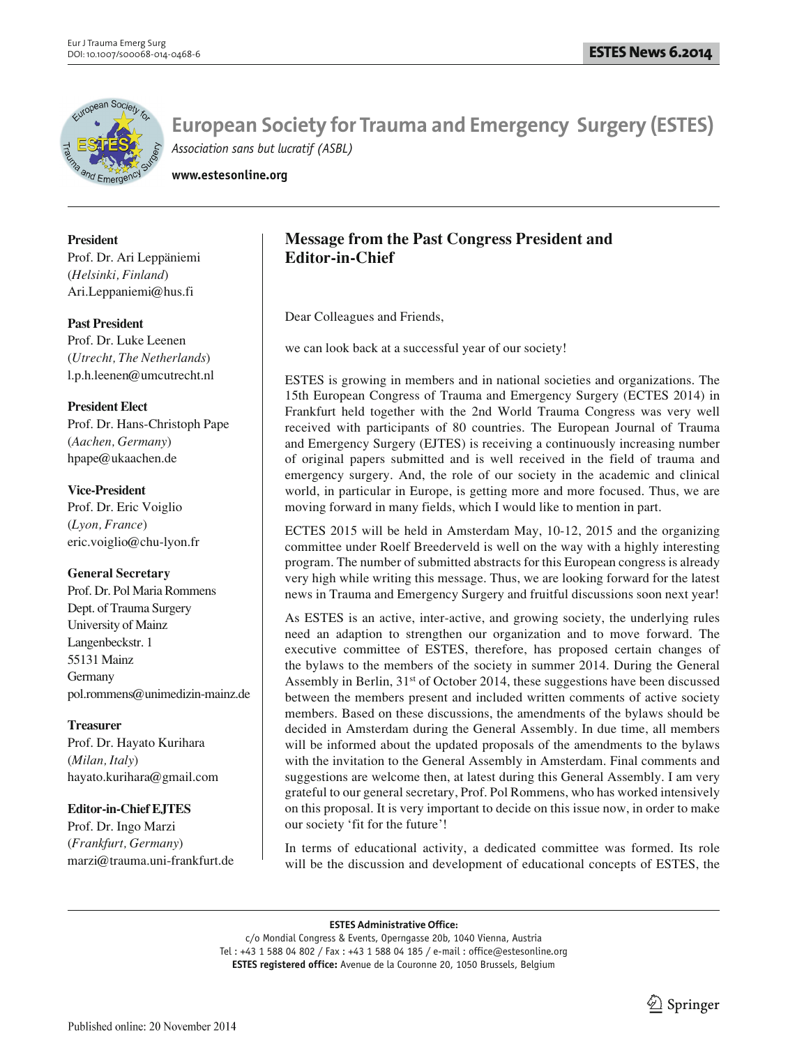# European Society for Trauma and Emergency Surgery (ESTES)

*Association sans but lucratif (ASBL)*

**www.estesonline.org**

**President**
Prof. Dr. Ari Leppäniemi
(*Helsinki, Finland*)
Ari.Leppaniemi@hus.fi

**Past President**
Prof. Dr. Luke Leenen
(*Utrecht, The Netherlands*)
l.p.h.leenen@umcutrecht.nl

**President Elect**
Prof. Dr. Hans-Christoph Pape
(*Aachen, Germany*)
hpape@ukaachen.de

**Vice-President**
Prof. Dr. Eric Voiglio
(*Lyon, France*)
eric.voiglio@chu-lyon.fr

**General Secretary**
Prof. Dr. Pol Maria Rommens
Dept. of Trauma Surgery
University of Mainz
Langenbeckstr. 1
55131 Mainz
Germany
pol.rommens@unimedizin-mainz.de

**Treasurer**
Prof. Dr. Hayato Kurihara
(*Milan, Italy*)
hayato.kurihara@gmail.com

**Editor-in-Chief EJTES**
Prof. Dr. Ingo Marzi
(*Frankfurt, Germany*)
marzi@trauma.uni-frankfurt.de

## Message from the Past Congress President and Editor-in-Chief

Dear Colleagues and Friends,

we can look back at a successful year of our society!

ESTES is growing in members and in national societies and organizations. The 15th European Congress of Trauma and Emergency Surgery (ECTES 2014) in Frankfurt held together with the 2nd World Trauma Congress was very well received with participants of 80 countries. The European Journal of Trauma and Emergency Surgery (EJTES) is receiving a continuously increasing number of original papers submitted and is well received in the field of trauma and emergency surgery. And, the role of our society in the academic and clinical world, in particular in Europe, is getting more and more focused. Thus, we are moving forward in many fields, which I would like to mention in part.

ECTES 2015 will be held in Amsterdam May, 10-12, 2015 and the organizing committee under Roelf Breederveld is well on the way with a highly interesting program. The number of submitted abstracts for this European congress is already very high while writing this message. Thus, we are looking forward for the latest news in Trauma and Emergency Surgery and fruitful discussions soon next year!

As ESTES is an active, inter-active, and growing society, the underlying rules need an adaption to strengthen our organization and to move forward. The executive committee of ESTES, therefore, has proposed certain changes of the bylaws to the members of the society in summer 2014. During the General Assembly in Berlin, 31st of October 2014, these suggestions have been discussed between the members present and included written comments of active society members. Based on these discussions, the amendments of the bylaws should be decided in Amsterdam during the General Assembly. In due time, all members will be informed about the updated proposals of the amendments to the bylaws with the invitation to the General Assembly in Amsterdam. Final comments and suggestions are welcome then, at latest during this General Assembly. I am very grateful to our general secretary, Prof. Pol Rommens, who has worked intensively on this proposal. It is very important to decide on this issue now, in order to make our society 'fit for the future'!

In terms of educational activity, a dedicated committee was formed. Its role will be the discussion and development of educational concepts of ESTES, the

**ESTES Administrative Office:**
c/o Mondial Congress & Events, Operngasse 20b, 1040 Vienna, Austria
Tel : +43 1 588 04 802 / Fax : +43 1 588 04 185 / e-mail : office@estesonline.org
**ESTES registered office:** Avenue de la Couronne 20, 1050 Brussels, Belgium

Published online: 20 November 2014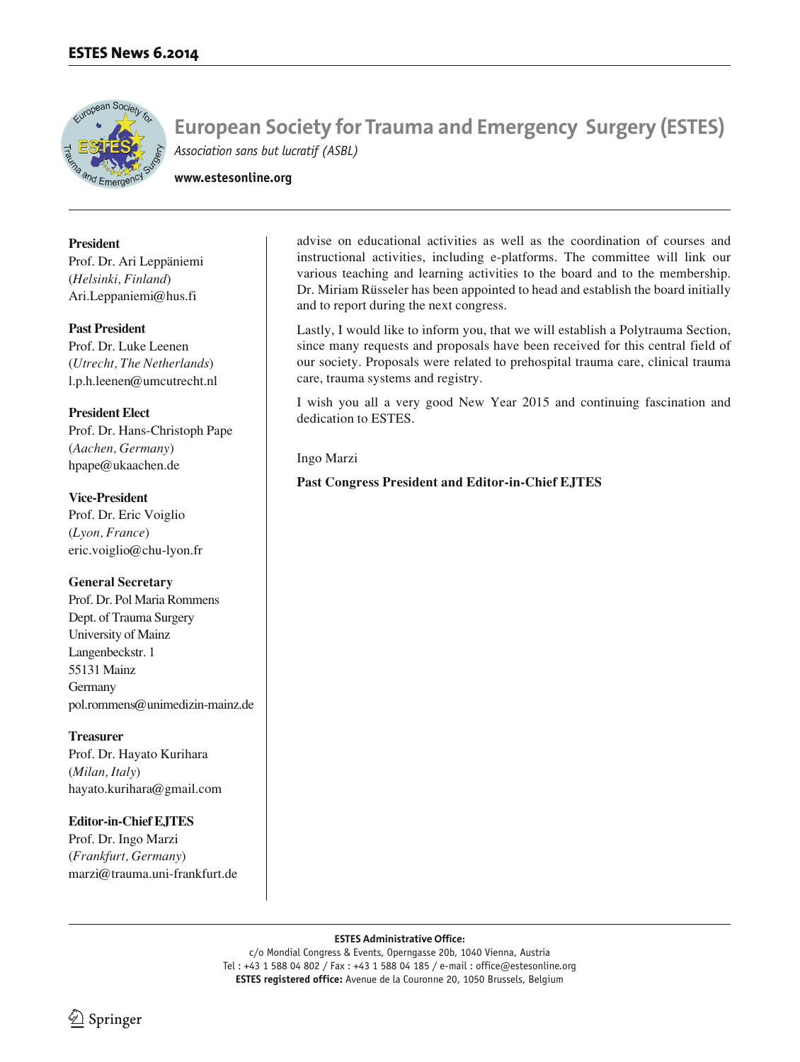# European Society for Trauma and Emergency Surgery (ESTES)

*Association sans but lucratif (ASBL)*

**www.estesonline.org**

**President**
Prof. Dr. Ari Leppäniemi
(*Helsinki, Finland*)
Ari.Leppaniemi@hus.fi

**Past President**
Prof. Dr. Luke Leenen
(*Utrecht, The Netherlands*)
l.p.h.leenen@umcutrecht.nl

**President Elect**
Prof. Dr. Hans-Christoph Pape
(*Aachen, Germany*)
hpape@ukaachen.de

**Vice-President**
Prof. Dr. Eric Voiglio
(*Lyon, France*)
eric.voiglio@chu-lyon.fr

**General Secretary**
Prof. Dr. Pol Maria Rommens
Dept. of Trauma Surgery
University of Mainz
Langenbeckstr. 1
55131 Mainz
Germany
pol.rommens@unimedizin-mainz.de

**Treasurer**
Prof. Dr. Hayato Kurihara
(*Milan, Italy*)
hayato.kurihara@gmail.com

**Editor-in-Chief EJTES**
Prof. Dr. Ingo Marzi
(*Frankfurt, Germany*)
marzi@trauma.uni-frankfurt.de

advise on educational activities as well as the coordination of courses and instructional activities, including e-platforms. The committee will link our various teaching and learning activities to the board and to the membership. Dr. Miriam Rüsseler has been appointed to head and establish the board initially and to report during the next congress.

Lastly, I would like to inform you, that we will establish a Polytrauma Section, since many requests and proposals have been received for this central field of our society. Proposals were related to prehospital trauma care, clinical trauma care, trauma systems and registry.

I wish you all a very good New Year 2015 and continuing fascination and dedication to ESTES.

Ingo Marzi

**Past Congress President and Editor-in-Chief EJTES**

**ESTES Administrative Office:**
c/o Mondial Congress & Events, Operngasse 20b, 1040 Vienna, Austria
Tel : +43 1 588 04 802 / Fax : +43 1 588 04 185 / e-mail : office@estesonline.org
**ESTES registered office:** Avenue de la Couronne 20, 1050 Brussels, Belgium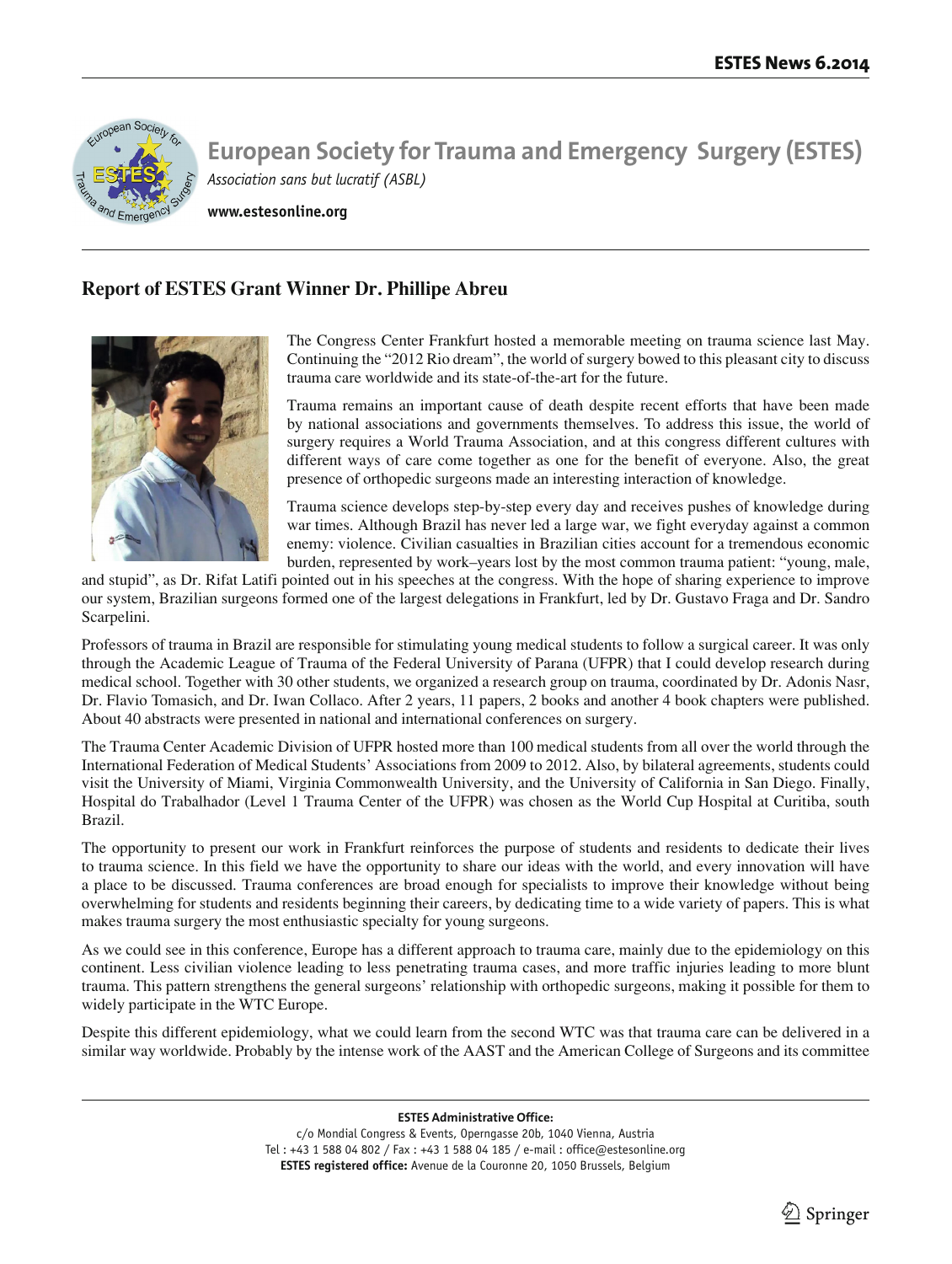# European Society for Trauma and Emergency Surgery (ESTES)

*Association sans but lucratif (ASBL)*

**www.estesonline.org**

## Report of ESTES Grant Winner Dr. Phillipe Abreu

The Congress Center Frankfurt hosted a memorable meeting on trauma science last May. Continuing the "2012 Rio dream", the world of surgery bowed to this pleasant city to discuss trauma care worldwide and its state-of-the-art for the future.

Trauma remains an important cause of death despite recent efforts that have been made by national associations and governments themselves. To address this issue, the world of surgery requires a World Trauma Association, and at this congress different cultures with different ways of care come together as one for the benefit of everyone. Also, the great presence of orthopedic surgeons made an interesting interaction of knowledge.

Trauma science develops step-by-step every day and receives pushes of knowledge during war times. Although Brazil has never led a large war, we fight everyday against a common enemy: violence. Civilian casualties in Brazilian cities account for a tremendous economic burden, represented by work–years lost by the most common trauma patient: "young, male, and stupid", as Dr. Rifat Latifi pointed out in his speeches at the congress. With the hope of sharing experience to improve our system, Brazilian surgeons formed one of the largest delegations in Frankfurt, led by Dr. Gustavo Fraga and Dr. Sandro Scarpelini.

Professors of trauma in Brazil are responsible for stimulating young medical students to follow a surgical career. It was only through the Academic League of Trauma of the Federal University of Parana (UFPR) that I could develop research during medical school. Together with 30 other students, we organized a research group on trauma, coordinated by Dr. Adonis Nasr, Dr. Flavio Tomasich, and Dr. Iwan Collaco. After 2 years, 11 papers, 2 books and another 4 book chapters were published. About 40 abstracts were presented in national and international conferences on surgery.

The Trauma Center Academic Division of UFPR hosted more than 100 medical students from all over the world through the International Federation of Medical Students' Associations from 2009 to 2012. Also, by bilateral agreements, students could visit the University of Miami, Virginia Commonwealth University, and the University of California in San Diego. Finally, Hospital do Trabalhador (Level 1 Trauma Center of the UFPR) was chosen as the World Cup Hospital at Curitiba, south Brazil.

The opportunity to present our work in Frankfurt reinforces the purpose of students and residents to dedicate their lives to trauma science. In this field we have the opportunity to share our ideas with the world, and every innovation will have a place to be discussed. Trauma conferences are broad enough for specialists to improve their knowledge without being overwhelming for students and residents beginning their careers, by dedicating time to a wide variety of papers. This is what makes trauma surgery the most enthusiastic specialty for young surgeons.

As we could see in this conference, Europe has a different approach to trauma care, mainly due to the epidemiology on this continent. Less civilian violence leading to less penetrating trauma cases, and more traffic injuries leading to more blunt trauma. This pattern strengthens the general surgeons' relationship with orthopedic surgeons, making it possible for them to widely participate in the WTC Europe.

Despite this different epidemiology, what we could learn from the second WTC was that trauma care can be delivered in a similar way worldwide. Probably by the intense work of the AAST and the American College of Surgeons and its committee

**ESTES Administrative Office:**
c/o Mondial Congress & Events, Operngasse 20b, 1040 Vienna, Austria
Tel : +43 1 588 04 802 / Fax : +43 1 588 04 185 / e-mail : office@estesonline.org
**ESTES registered office:** Avenue de la Couronne 20, 1050 Brussels, Belgium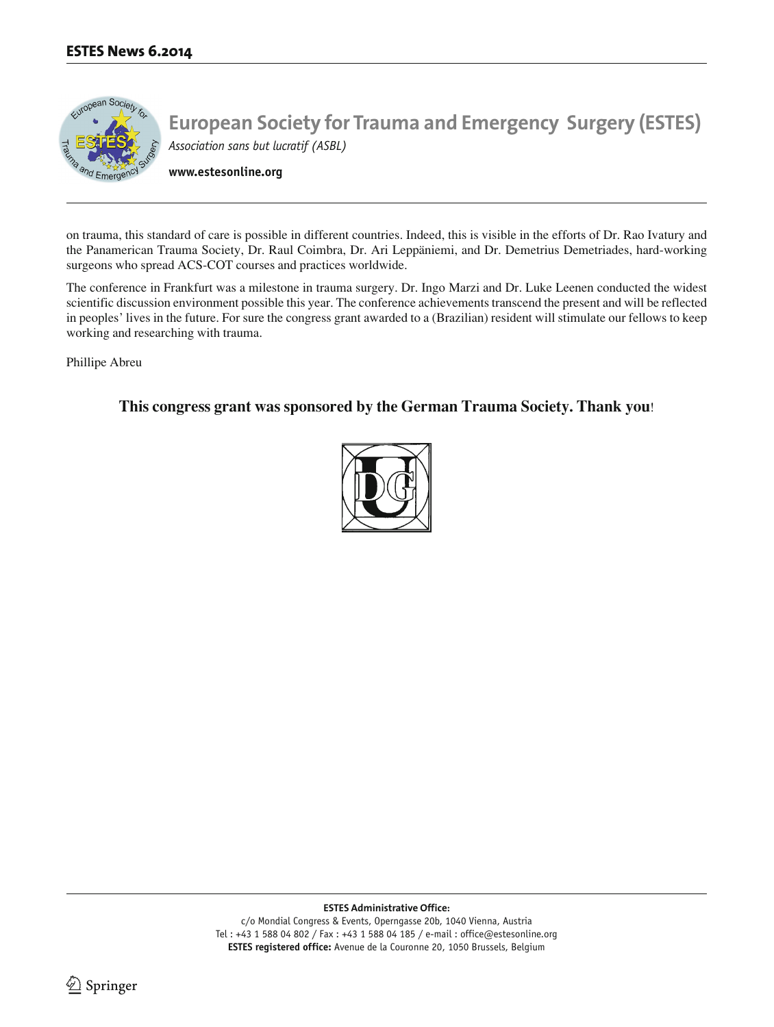on trauma, this standard of care is possible in different countries. Indeed, this is visible in the efforts of Dr. Rao Ivatury and the Panamerican Trauma Society, Dr. Raul Coimbra, Dr. Ari Leppäniemi, and Dr. Demetrius Demetriades, hard-working surgeons who spread ACS-COT courses and practices worldwide.

The conference in Frankfurt was a milestone in trauma surgery. Dr. Ingo Marzi and Dr. Luke Leenen conducted the widest scientific discussion environment possible this year. The conference achievements transcend the present and will be reflected in peoples' lives in the future. For sure the congress grant awarded to a (Brazilian) resident will stimulate our fellows to keep working and researching with trauma.

Phillipe Abreu

**This congress grant was sponsored by the German Trauma Society. Thank you!**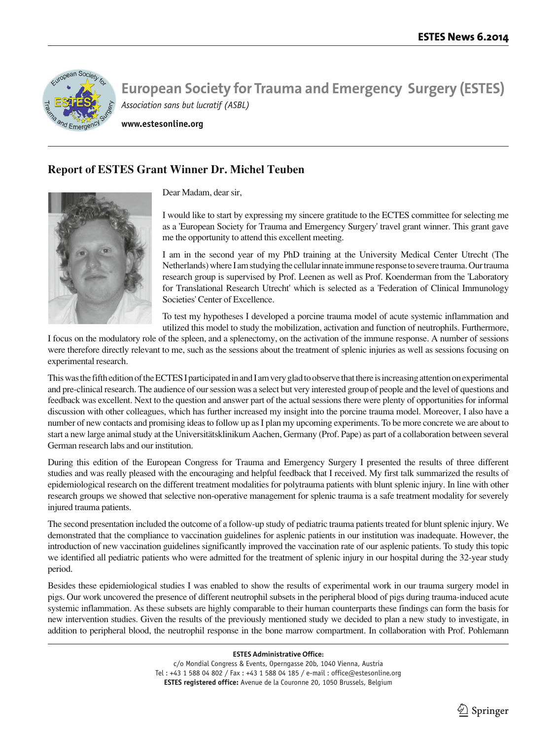# European Society for Trauma and Emergency Surgery (ESTES)

*Association sans but lucratif (ASBL)*

**www.estesonline.org**

## Report of ESTES Grant Winner Dr. Michel Teuben

Dear Madam, dear sir,

I would like to start by expressing my sincere gratitude to the ECTES committee for selecting me as a 'European Society for Trauma and Emergency Surgery' travel grant winner. This grant gave me the opportunity to attend this excellent meeting.

I am in the second year of my PhD training at the University Medical Center Utrecht (The Netherlands) where I am studying the cellular innate immune response to severe trauma. Our trauma research group is supervised by Prof. Leenen as well as Prof. Koenderman from the 'Laboratory for Translational Research Utrecht' which is selected as a 'Federation of Clinical Immunology Societies' Center of Excellence.

To test my hypotheses I developed a porcine trauma model of acute systemic inflammation and utilized this model to study the mobilization, activation and function of neutrophils. Furthermore, I focus on the modulatory role of the spleen, and a splenectomy, on the activation of the immune response. A number of sessions were therefore directly relevant to me, such as the sessions about the treatment of splenic injuries as well as sessions focusing on experimental research.

This was the fifth edition of the ECTES I participated in and I am very glad to observe that there is increasing attention on experimental and pre-clinical research. The audience of our session was a select but very interested group of people and the level of questions and feedback was excellent. Next to the question and answer part of the actual sessions there were plenty of opportunities for informal discussion with other colleagues, which has further increased my insight into the porcine trauma model. Moreover, I also have a number of new contacts and promising ideas to follow up as I plan my upcoming experiments. To be more concrete we are about to start a new large animal study at the Universitätsklinikum Aachen, Germany (Prof. Pape) as part of a collaboration between several German research labs and our institution.

During this edition of the European Congress for Trauma and Emergency Surgery I presented the results of three different studies and was really pleased with the encouraging and helpful feedback that I received. My first talk summarized the results of epidemiological research on the different treatment modalities for polytrauma patients with blunt splenic injury. In line with other research groups we showed that selective non-operative management for splenic trauma is a safe treatment modality for severely injured trauma patients.

The second presentation included the outcome of a follow-up study of pediatric trauma patients treated for blunt splenic injury. We demonstrated that the compliance to vaccination guidelines for asplenic patients in our institution was inadequate. However, the introduction of new vaccination guidelines significantly improved the vaccination rate of our asplenic patients. To study this topic we identified all pediatric patients who were admitted for the treatment of splenic injury in our hospital during the 32-year study period.

Besides these epidemiological studies I was enabled to show the results of experimental work in our trauma surgery model in pigs. Our work uncovered the presence of different neutrophil subsets in the peripheral blood of pigs during trauma-induced acute systemic inflammation. As these subsets are highly comparable to their human counterparts these findings can form the basis for new intervention studies. Given the results of the previously mentioned study we decided to plan a new study to investigate, in addition to peripheral blood, the neutrophil response in the bone marrow compartment. In collaboration with Prof. Pohlemann

**ESTES Administrative Office:**
c/o Mondial Congress & Events, Operngasse 20b, 1040 Vienna, Austria
Tel : +43 1 588 04 802 / Fax : +43 1 588 04 185 / e-mail : office@estesonline.org
**ESTES registered office:** Avenue de la Couronne 20, 1050 Brussels, Belgium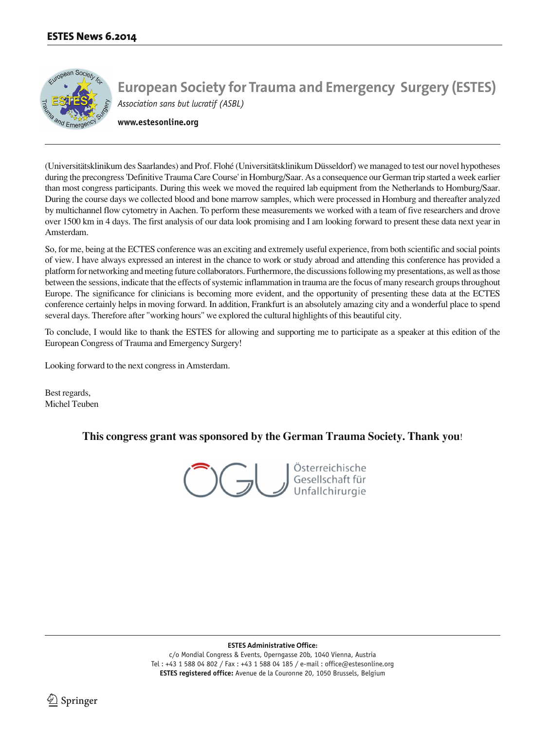# European Society for Trauma and Emergency Surgery (ESTES)

*Association sans but lucratif (ASBL)*

**www.estesonline.org**

(Universitätsklinikum des Saarlandes) and Prof. Flohé (Universitätsklinikum Düsseldorf) we managed to test our novel hypotheses during the precongress 'Definitive Trauma Care Course' in Homburg/Saar. As a consequence our German trip started a week earlier than most congress participants. During this week we moved the required lab equipment from the Netherlands to Homburg/Saar. During the course days we collected blood and bone marrow samples, which were processed in Homburg and thereafter analyzed by multichannel flow cytometry in Aachen. To perform these measurements we worked with a team of five researchers and drove over 1500 km in 4 days. The first analysis of our data look promising and I am looking forward to present these data next year in Amsterdam.

So, for me, being at the ECTES conference was an exciting and extremely useful experience, from both scientific and social points of view. I have always expressed an interest in the chance to work or study abroad and attending this conference has provided a platform for networking and meeting future collaborators. Furthermore, the discussions following my presentations, as well as those between the sessions, indicate that the effects of systemic inflammation in trauma are the focus of many research groups throughout Europe. The significance for clinicians is becoming more evident, and the opportunity of presenting these data at the ECTES conference certainly helps in moving forward. In addition, Frankfurt is an absolutely amazing city and a wonderful place to spend several days. Therefore after "working hours" we explored the cultural highlights of this beautiful city.

To conclude, I would like to thank the ESTES for allowing and supporting me to participate as a speaker at this edition of the European Congress of Trauma and Emergency Surgery!

Looking forward to the next congress in Amsterdam.

Best regards,
Michel Teuben

**This congress grant was sponsored by the German Trauma Society. Thank you!**

Österreichische Gesellschaft für Unfallchirurgie

**ESTES Administrative Office:**
c/o Mondial Congress & Events, Operngasse 20b, 1040 Vienna, Austria
Tel : +43 1 588 04 802 / Fax : +43 1 588 04 185 / e-mail : office@estesonline.org
**ESTES registered office:** Avenue de la Couronne 20, 1050 Brussels, Belgium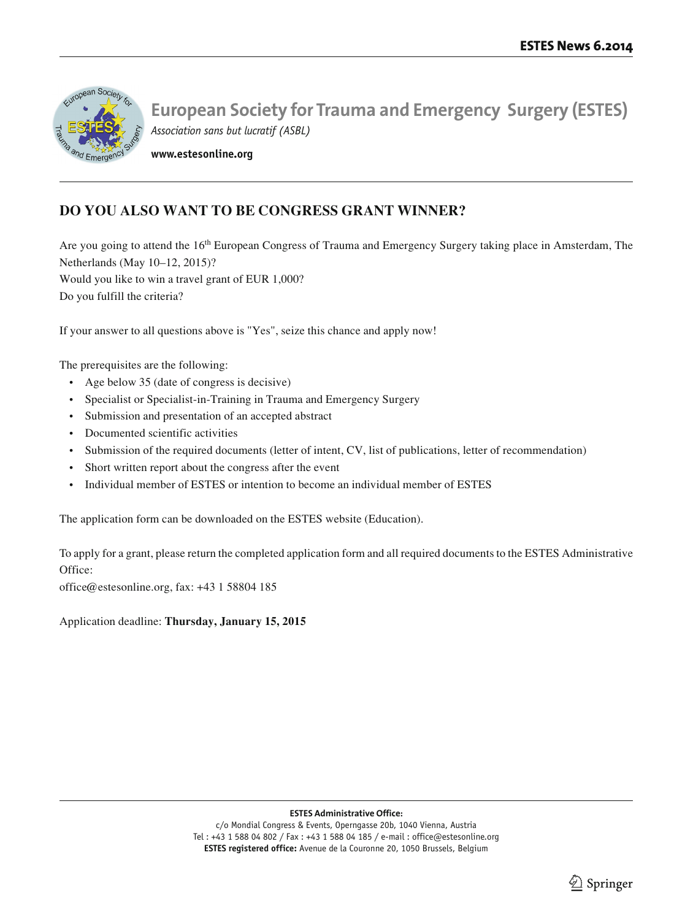# European Society for Trauma and Emergency Surgery (ESTES)

*Association sans but lucratif (ASBL)*

**www.estesonline.org**

## DO YOU ALSO WANT TO BE CONGRESS GRANT WINNER?

Are you going to attend the 16th European Congress of Trauma and Emergency Surgery taking place in Amsterdam, The Netherlands (May 10–12, 2015)?
Would you like to win a travel grant of EUR 1,000?
Do you fulfill the criteria?

If your answer to all questions above is "Yes", seize this chance and apply now!

The prerequisites are the following:

- Age below 35 (date of congress is decisive)
- Specialist or Specialist-in-Training in Trauma and Emergency Surgery
- Submission and presentation of an accepted abstract
- Documented scientific activities
- Submission of the required documents (letter of intent, CV, list of publications, letter of recommendation)
- Short written report about the congress after the event
- Individual member of ESTES or intention to become an individual member of ESTES

The application form can be downloaded on the ESTES website (Education).

To apply for a grant, please return the completed application form and all required documents to the ESTES Administrative Office:
office@estesonline.org, fax: +43 1 58804 185

Application deadline: **Thursday, January 15, 2015**

**ESTES Administrative Office:**
c/o Mondial Congress & Events, Operngasse 20b, 1040 Vienna, Austria
Tel : +43 1 588 04 802 / Fax : +43 1 588 04 185 / e-mail : office@estesonline.org
**ESTES registered office:** Avenue de la Couronne 20, 1050 Brussels, Belgium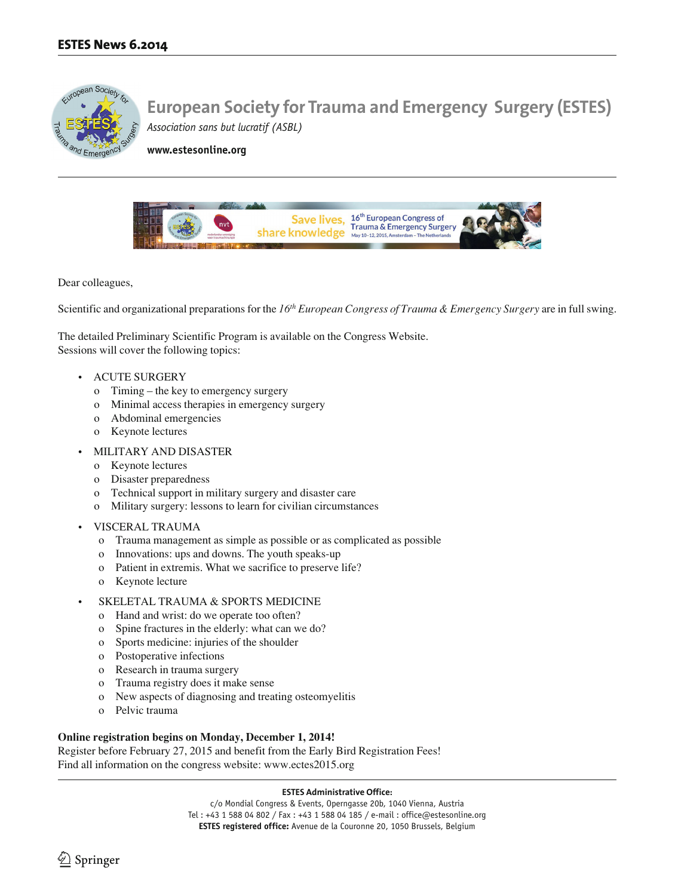# European Society for Trauma and Emergency Surgery (ESTES)

*Association sans but lucratif (ASBL)*

**www.estesonline.org**

Save lives, share knowledge — 16th European Congress of Trauma & Emergency Surgery, May 10–12, 2015, Amsterdam – The Netherlands

Dear colleagues,

Scientific and organizational preparations for the *16th European Congress of Trauma & Emergency Surgery* are in full swing.

The detailed Preliminary Scientific Program is available on the Congress Website.
Sessions will cover the following topics:

- ACUTE SURGERY
  - Timing – the key to emergency surgery
  - Minimal access therapies in emergency surgery
  - Abdominal emergencies
  - Keynote lectures
- MILITARY AND DISASTER
  - Keynote lectures
  - Disaster preparedness
  - Technical support in military surgery and disaster care
  - Military surgery: lessons to learn for civilian circumstances
- VISCERAL TRAUMA
  - Trauma management as simple as possible or as complicated as possible
  - Innovations: ups and downs. The youth speaks-up
  - Patient in extremis. What we sacrifice to preserve life?
  - Keynote lecture
- SKELETAL TRAUMA & SPORTS MEDICINE
  - Hand and wrist: do we operate too often?
  - Spine fractures in the elderly: what can we do?
  - Sports medicine: injuries of the shoulder
  - Postoperative infections
  - Research in trauma surgery
  - Trauma registry does it make sense
  - New aspects of diagnosing and treating osteomyelitis
  - Pelvic trauma

**Online registration begins on Monday, December 1, 2014!**
Register before February 27, 2015 and benefit from the Early Bird Registration Fees!
Find all information on the congress website: www.ectes2015.org

**ESTES Administrative Office:**
c/o Mondial Congress & Events, Operngasse 20b, 1040 Vienna, Austria
Tel : +43 1 588 04 802 / Fax : +43 1 588 04 185 / e-mail : office@estesonline.org
**ESTES registered office:** Avenue de la Couronne 20, 1050 Brussels, Belgium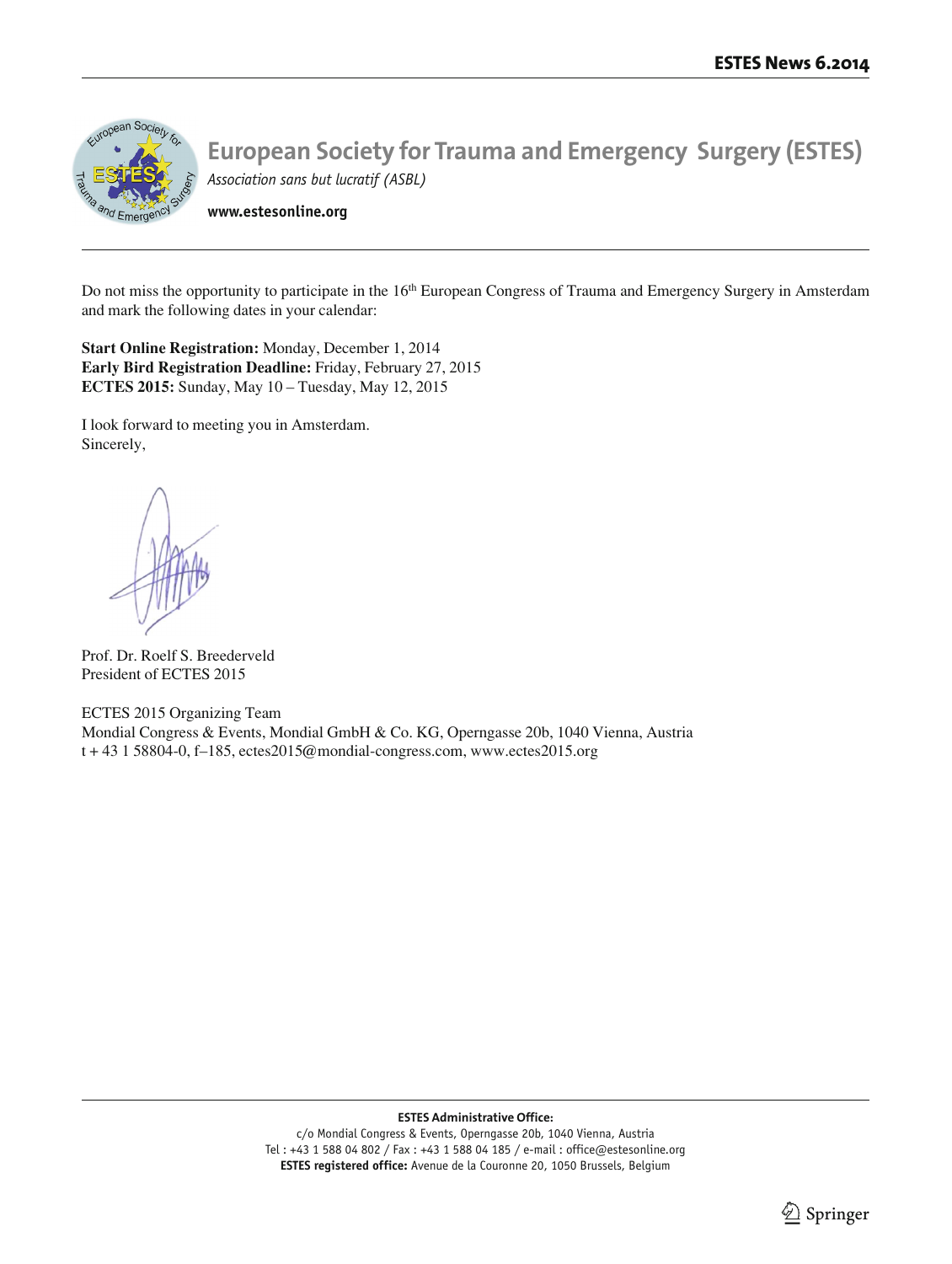# European Society for Trauma and Emergency Surgery (ESTES)

*Association sans but lucratif (ASBL)*

**www.estesonline.org**

Do not miss the opportunity to participate in the 16th European Congress of Trauma and Emergency Surgery in Amsterdam and mark the following dates in your calendar:

**Start Online Registration:** Monday, December 1, 2014
**Early Bird Registration Deadline:** Friday, February 27, 2015
**ECTES 2015:** Sunday, May 10 – Tuesday, May 12, 2015

I look forward to meeting you in Amsterdam.
Sincerely,

Prof. Dr. Roelf S. Breederveld
President of ECTES 2015

ECTES 2015 Organizing Team
Mondial Congress & Events, Mondial GmbH & Co. KG, Operngasse 20b, 1040 Vienna, Austria
t + 43 1 58804-0, f–185, ectes2015@mondial-congress.com, www.ectes2015.org

**ESTES Administrative Office:**
c/o Mondial Congress & Events, Operngasse 20b, 1040 Vienna, Austria
Tel : +43 1 588 04 802 / Fax : +43 1 588 04 185 / e-mail : office@estesonline.org
**ESTES registered office:** Avenue de la Couronne 20, 1050 Brussels, Belgium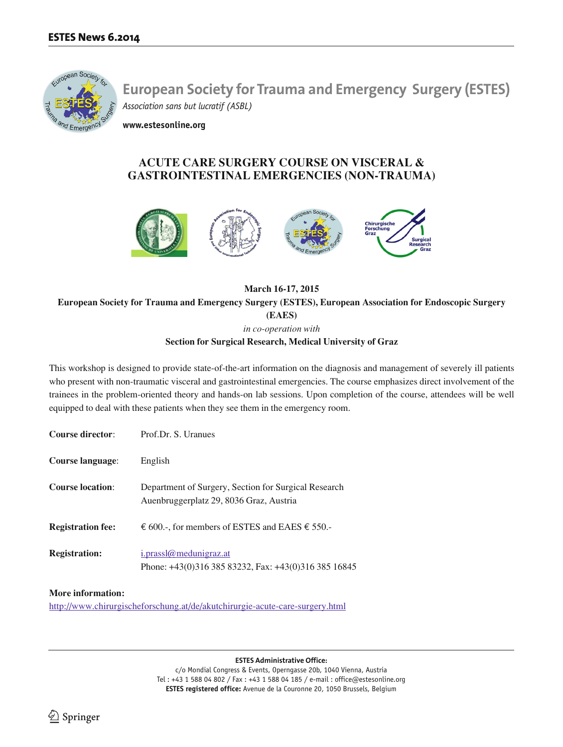# European Society for Trauma and Emergency Surgery (ESTES)

*Association sans but lucratif (ASBL)*

**www.estesonline.org**

## ACUTE CARE SURGERY COURSE ON VISCERAL & GASTROINTESTINAL EMERGENCIES (NON-TRAUMA)

**March 16-17, 2015**

**European Society for Trauma and Emergency Surgery (ESTES), European Association for Endoscopic Surgery (EAES)**

*in co-operation with*

**Section for Surgical Research, Medical University of Graz**

This workshop is designed to provide state-of-the-art information on the diagnosis and management of severely ill patients who present with non-traumatic visceral and gastrointestinal emergencies. The course emphasizes direct involvement of the trainees in the problem-oriented theory and hands-on lab sessions. Upon completion of the course, attendees will be well equipped to deal with these patients when they see them in the emergency room.

**Course director**: Prof.Dr. S. Uranues

**Course language**: English

**Course location**: Department of Surgery, Section for Surgical Research
Auenbruggerplatz 29, 8036 Graz, Austria

**Registration fee:** € 600.-, for members of ESTES and EAES € 550.-

**Registration:** i.prassl@medunigraz.at
Phone: +43(0)316 385 83232, Fax: +43(0)316 385 16845

**More information:**
http://www.chirurgischeforschung.at/de/akutchirurgie-acute-care-surgery.html

**ESTES Administrative Office:**
c/o Mondial Congress & Events, Operngasse 20b, 1040 Vienna, Austria
Tel : +43 1 588 04 802 / Fax : +43 1 588 04 185 / e-mail : office@estesonline.org
**ESTES registered office:** Avenue de la Couronne 20, 1050 Brussels, Belgium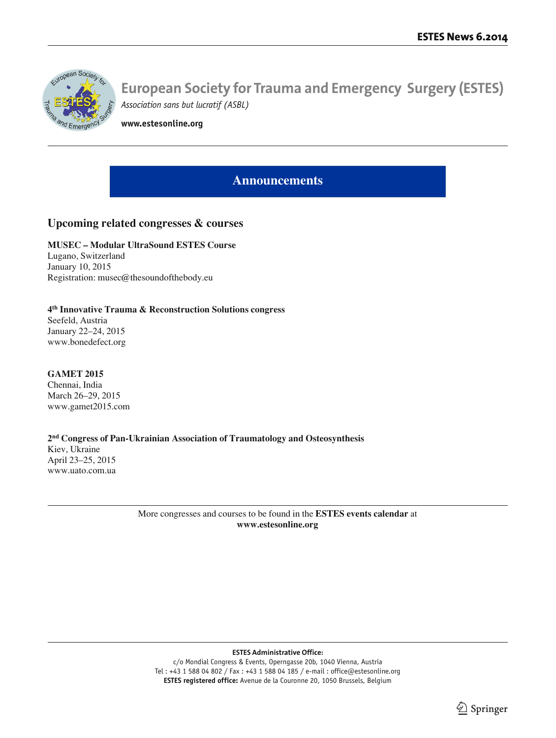# European Society for Trauma and Emergency Surgery (ESTES)

*Association sans but lucratif (ASBL)*

**www.estesonline.org**

## Announcements

### Upcoming related congresses & courses

**MUSEC – Modular UltraSound ESTES Course**
Lugano, Switzerland
January 10, 2015
Registration: musec@thesoundofthebody.eu

**4th Innovative Trauma & Reconstruction Solutions congress**
Seefeld, Austria
January 22–24, 2015
www.bonedefect.org

**GAMET 2015**
Chennai, India
March 26–29, 2015
www.gamet2015.com

**2nd Congress of Pan-Ukrainian Association of Traumatology and Osteosynthesis**
Kiev, Ukraine
April 23–25, 2015
www.uato.com.ua

---

More congresses and courses to be found in the **ESTES events calendar** at **www.estesonline.org**

---

**ESTES Administrative Office:**
c/o Mondial Congress & Events, Operngasse 20b, 1040 Vienna, Austria
Tel : +43 1 588 04 802 / Fax : +43 1 588 04 185 / e-mail : office@estesonline.org
**ESTES registered office:** Avenue de la Couronne 20, 1050 Brussels, Belgium